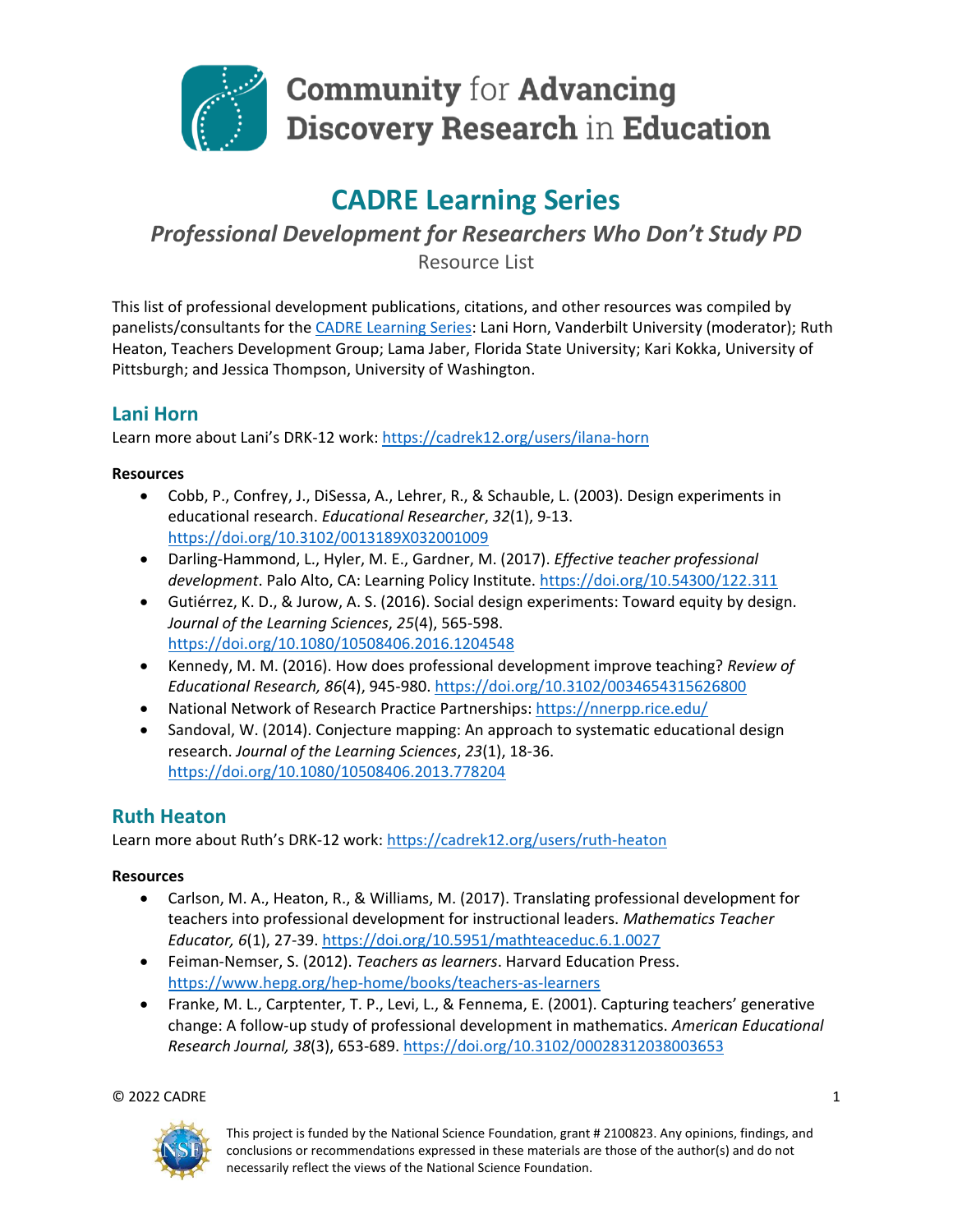Community for Advancing Discovery Research in Education

# CADRE Learning Series

## *Professional Development for Researchers Who Don't Study PD*

Resource List

This list of professional development publications, citations, and other resources was compiled by panelists/consultants for the [CADRE Learning Series](https://cadrek12.org): Lani Horn, Vanderbilt University (moderator); Ruth Heaton, Teachers Development Group; Lama Jaber, Florida State University; Kari Kokka, University of Pittsburgh; and Jessica Thompson, University of Washington.

### Lani Horn

Learn more about Lani's DRK-12 work: https://cadrek12.org/users/ilana-horn

**Resources**

- Cobb, P., Confrey, J., DiSessa, A., Lehrer, R., & Schauble, L. (2003). Design experiments in educational research. *Educational Researcher*, *32*(1), 9-13. https://doi.org/10.3102/0013189X032001009
- Darling-Hammond, L., Hyler, M. E., Gardner, M. (2017). *Effective teacher professional development*. Palo Alto, CA: Learning Policy Institute. https://doi.org/10.54300/122.311
- Gutiérrez, K. D., & Jurow, A. S. (2016). Social design experiments: Toward equity by design. *Journal of the Learning Sciences*, *25*(4), 565-598. https://doi.org/10.1080/10508406.2016.1204548
- Kennedy, M. M. (2016). How does professional development improve teaching? *Review of Educational Research, 86*(4), 945-980. https://doi.org/10.3102/0034654315626800
- National Network of Research Practice Partnerships: https://nnerpp.rice.edu/
- Sandoval, W. (2014). Conjecture mapping: An approach to systematic educational design research. *Journal of the Learning Sciences*, *23*(1), 18-36. https://doi.org/10.1080/10508406.2013.778204

### Ruth Heaton

Learn more about Ruth's DRK-12 work: https://cadrek12.org/users/ruth-heaton

**Resources**

- Carlson, M. A., Heaton, R., & Williams, M. (2017). Translating professional development for teachers into professional development for instructional leaders. *Mathematics Teacher Educator, 6*(1), 27-39. https://doi.org/10.5951/mathteaceduc.6.1.0027
- Feiman-Nemser, S. (2012). *Teachers as learners*. Harvard Education Press. https://www.hepg.org/hep-home/books/teachers-as-learners
- Franke, M. L., Carptenter, T. P., Levi, L., & Fennema, E. (2001). Capturing teachers' generative change: A follow-up study of professional development in mathematics. *American Educational Research Journal, 38*(3), 653-689. https://doi.org/10.3102/00028312038003653

© 2022 CADRE

This project is funded by the National Science Foundation, grant # 2100823. Any opinions, findings, and conclusions or recommendations expressed in these materials are those of the author(s) and do not necessarily reflect the views of the National Science Foundation.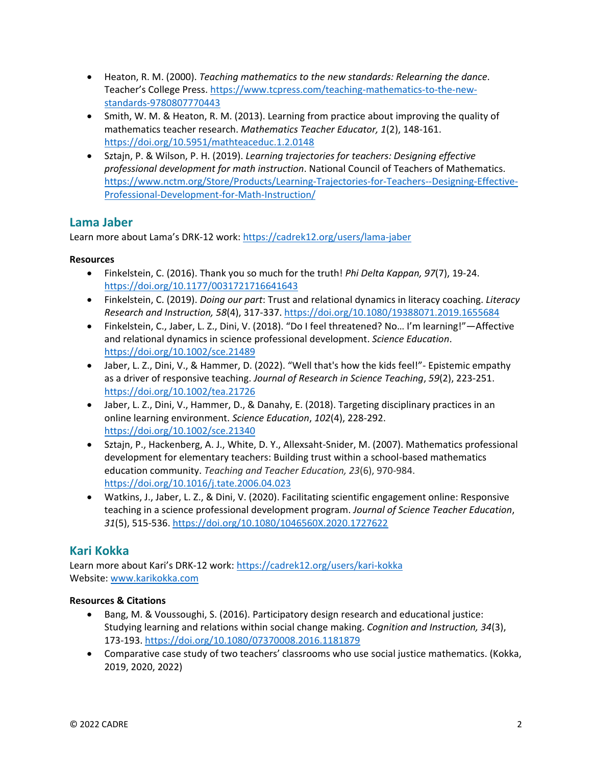- Heaton, R. M. (2000). *Teaching mathematics to the new standards: Relearning the dance*. Teacher's College Press. [https://www.tcpress.com/teaching-mathematics-to-the-new-standards-9780807770443](https://www.tcpress.com/teaching-mathematics-to-the-new-standards-9780807770443)
- Smith, W. M. & Heaton, R. M. (2013). Learning from practice about improving the quality of mathematics teacher research. *Mathematics Teacher Educator, 1*(2), 148-161. [https://doi.org/10.5951/mathteaceduc.1.2.0148](https://doi.org/10.5951/mathteaceduc.1.2.0148)
- Sztajn, P. & Wilson, P. H. (2019). *Learning trajectories for teachers: Designing effective professional development for math instruction*. National Council of Teachers of Mathematics. [https://www.nctm.org/Store/Products/Learning-Trajectories-for-Teachers--Designing-Effective-Professional-Development-for-Math-Instruction/](https://www.nctm.org/Store/Products/Learning-Trajectories-for-Teachers--Designing-Effective-Professional-Development-for-Math-Instruction/)

## Lama Jaber

Learn more about Lama's DRK-12 work: [https://cadrek12.org/users/lama-jaber](https://cadrek12.org/users/lama-jaber)

**Resources**

- Finkelstein, C. (2016). Thank you so much for the truth! *Phi Delta Kappan, 97*(7), 19-24. [https://doi.org/10.1177/0031721716641643](https://doi.org/10.1177/0031721716641643)
- Finkelstein, C. (2019). *Doing our part*: Trust and relational dynamics in literacy coaching. *Literacy Research and Instruction, 58*(4), 317-337. [https://doi.org/10.1080/19388071.2019.1655684](https://doi.org/10.1080/19388071.2019.1655684)
- Finkelstein, C., Jaber, L. Z., Dini, V. (2018). "Do I feel threatened? No… I'm learning!"—Affective and relational dynamics in science professional development. *Science Education*. [https://doi.org/10.1002/sce.21489](https://doi.org/10.1002/sce.21489)
- Jaber, L. Z., Dini, V., & Hammer, D. (2022). "Well that's how the kids feel!"- Epistemic empathy as a driver of responsive teaching. *Journal of Research in Science Teaching*, *59*(2), 223-251. [https://doi.org/10.1002/tea.21726](https://doi.org/10.1002/tea.21726)
- Jaber, L. Z., Dini, V., Hammer, D., & Danahy, E. (2018). Targeting disciplinary practices in an online learning environment. *Science Education*, *102*(4), 228-292. [https://doi.org/10.1002/sce.21340](https://doi.org/10.1002/sce.21340)
- Sztajn, P., Hackenberg, A. J., White, D. Y., Allexsaht-Snider, M. (2007). Mathematics professional development for elementary teachers: Building trust within a school-based mathematics education community. *Teaching and Teacher Education, 23*(6), 970-984. [https://doi.org/10.1016/j.tate.2006.04.023](https://doi.org/10.1016/j.tate.2006.04.023)
- Watkins, J., Jaber, L. Z., & Dini, V. (2020). Facilitating scientific engagement online: Responsive teaching in a science professional development program. *Journal of Science Teacher Education*, *31*(5), 515-536. [https://doi.org/10.1080/1046560X.2020.1727622](https://doi.org/10.1080/1046560X.2020.1727622)

## Kari Kokka

Learn more about Kari's DRK-12 work: [https://cadrek12.org/users/kari-kokka](https://cadrek12.org/users/kari-kokka)
Website: [www.karikokka.com](www.karikokka.com)

**Resources & Citations**

- Bang, M. & Voussoughi, S. (2016). Participatory design research and educational justice: Studying learning and relations within social change making. *Cognition and Instruction, 34*(3), 173-193. [https://doi.org/10.1080/07370008.2016.1181879](https://doi.org/10.1080/07370008.2016.1181879)
- Comparative case study of two teachers' classrooms who use social justice mathematics. (Kokka, 2019, 2020, 2022)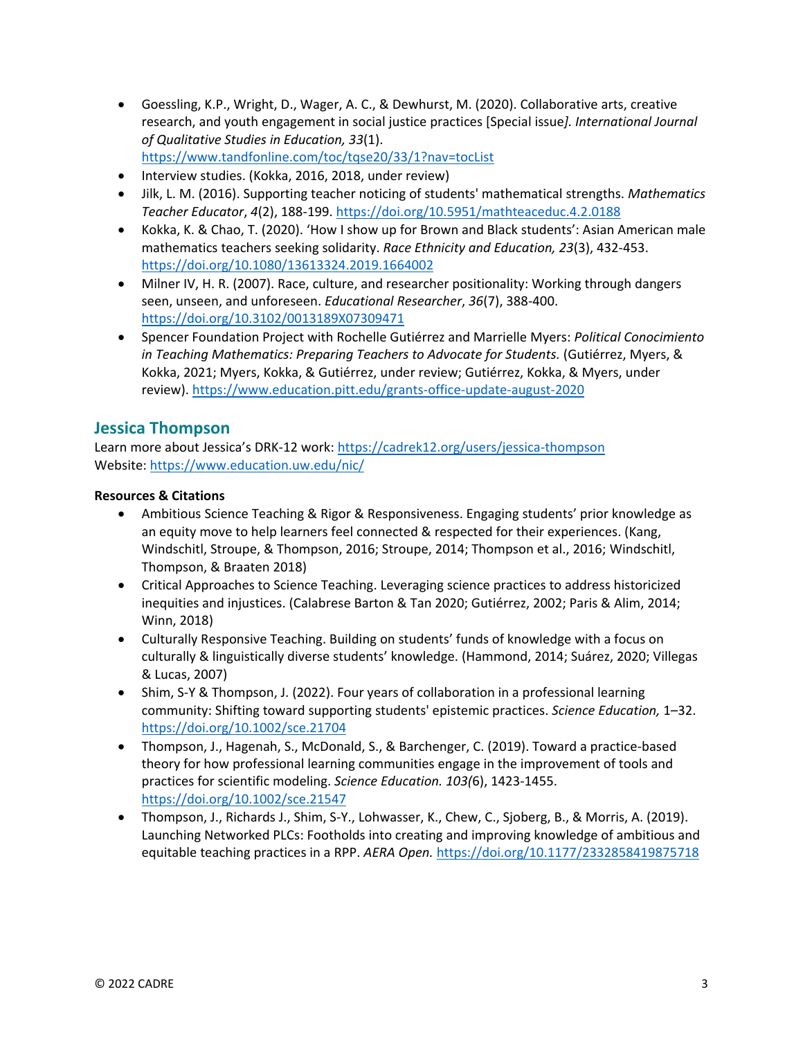- Goessling, K.P., Wright, D., Wager, A. C., & Dewhurst, M. (2020). Collaborative arts, creative research, and youth engagement in social justice practices [Special issue*]. International Journal of Qualitative Studies in Education, 33*(1). https://www.tandfonline.com/toc/tqse20/33/1?nav=tocList
- Interview studies. (Kokka, 2016, 2018, under review)
- Jilk, L. M. (2016). Supporting teacher noticing of students' mathematical strengths. *Mathematics Teacher Educator*, *4*(2), 188-199. https://doi.org/10.5951/mathteaceduc.4.2.0188
- Kokka, K. & Chao, T. (2020). 'How I show up for Brown and Black students': Asian American male mathematics teachers seeking solidarity. *Race Ethnicity and Education, 23*(3), 432-453. https://doi.org/10.1080/13613324.2019.1664002
- Milner IV, H. R. (2007). Race, culture, and researcher positionality: Working through dangers seen, unseen, and unforeseen. *Educational Researcher*, *36*(7), 388-400. https://doi.org/10.3102/0013189X07309471
- Spencer Foundation Project with Rochelle Gutiérrez and Marrielle Myers: *Political Conocimiento in Teaching Mathematics: Preparing Teachers to Advocate for Students.* (Gutiérrez, Myers, & Kokka, 2021; Myers, Kokka, & Gutiérrez, under review; Gutiérrez, Kokka, & Myers, under review). https://www.education.pitt.edu/grants-office-update-august-2020

## Jessica Thompson

Learn more about Jessica's DRK-12 work: https://cadrek12.org/users/jessica-thompson
Website: https://www.education.uw.edu/nic/

**Resources & Citations**

- Ambitious Science Teaching & Rigor & Responsiveness. Engaging students' prior knowledge as an equity move to help learners feel connected & respected for their experiences. (Kang, Windschitl, Stroupe, & Thompson, 2016; Stroupe, 2014; Thompson et al., 2016; Windschitl, Thompson, & Braaten 2018)
- Critical Approaches to Science Teaching. Leveraging science practices to address historicized inequities and injustices. (Calabrese Barton & Tan 2020; Gutiérrez, 2002; Paris & Alim, 2014; Winn, 2018)
- Culturally Responsive Teaching. Building on students' funds of knowledge with a focus on culturally & linguistically diverse students' knowledge. (Hammond, 2014; Suárez, 2020; Villegas & Lucas, 2007)
- Shim, S-Y & Thompson, J. (2022). Four years of collaboration in a professional learning community: Shifting toward supporting students' epistemic practices. *Science Education,* 1–32. https://doi.org/10.1002/sce.21704
- Thompson, J., Hagenah, S., McDonald, S., & Barchenger, C. (2019). Toward a practice-based theory for how professional learning communities engage in the improvement of tools and practices for scientific modeling. *Science Education. 103(*6), 1423-1455. https://doi.org/10.1002/sce.21547
- Thompson, J., Richards J., Shim, S-Y., Lohwasser, K., Chew, C., Sjoberg, B., & Morris, A. (2019). Launching Networked PLCs: Footholds into creating and improving knowledge of ambitious and equitable teaching practices in a RPP. *AERA Open.* https://doi.org/10.1177/2332858419875718

© 2022 CADRE